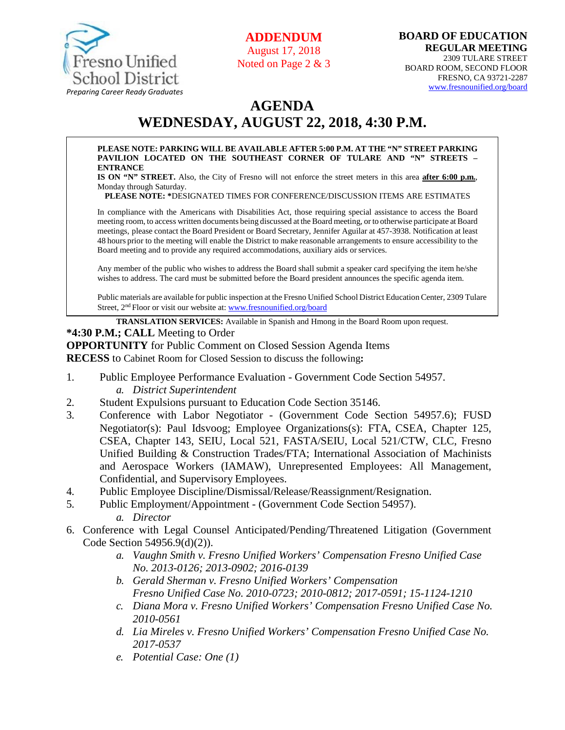Fresno Unified School District
*Preparing Career Ready Graduates*

**ADDENDUM**
August 17, 2018
Noted on Page 2 & 3

**BOARD OF EDUCATION**
**REGULAR MEETING**
2309 TULARE STREET
BOARD ROOM, SECOND FLOOR
FRESNO, CA 93721-2287
www.fresnounified.org/board

# AGENDA
# WEDNESDAY, AUGUST 22, 2018, 4:30 P.M.

**PLEASE NOTE: PARKING WILL BE AVAILABLE AFTER 5:00 P.M. AT THE "N" STREET PARKING PAVILION LOCATED ON THE SOUTHEAST CORNER OF TULARE AND "N" STREETS – ENTRANCE IS ON "N" STREET.** Also, the City of Fresno will not enforce the street meters in this area **after 6:00 p.m.**, Monday through Saturday.

**PLEASE NOTE: ***DESIGNATED TIMES FOR CONFERENCE/DISCUSSION ITEMS ARE ESTIMATES

In compliance with the Americans with Disabilities Act, those requiring special assistance to access the Board meeting room, to access written documents being discussed at the Board meeting, or to otherwise participate at Board meetings, please contact the Board President or Board Secretary, Jennifer Aguilar at 457-3938. Notification at least 48 hours prior to the meeting will enable the District to make reasonable arrangements to ensure accessibility to the Board meeting and to provide any required accommodations, auxiliary aids or services.

Any member of the public who wishes to address the Board shall submit a speaker card specifying the item he/she wishes to address. The card must be submitted before the Board president announces the specific agenda item.

Public materials are available for public inspection at the Fresno Unified School District Education Center, 2309 Tulare Street, 2nd Floor or visit our website at: www.fresnounified.org/board

**TRANSLATION SERVICES:** Available in Spanish and Hmong in the Board Room upon request.

***4:30 P.M.; CALL** Meeting to Order
**OPPORTUNITY** for Public Comment on Closed Session Agenda Items
**RECESS** to Cabinet Room for Closed Session to discuss the following**:**

1. Public Employee Performance Evaluation - Government Code Section 54957.
   a. *District Superintendent*
2. Student Expulsions pursuant to Education Code Section 35146.
3. Conference with Labor Negotiator - (Government Code Section 54957.6); FUSD Negotiator(s): Paul Idsvoog; Employee Organizations(s): FTA, CSEA, Chapter 125, CSEA, Chapter 143, SEIU, Local 521, FASTA/SEIU, Local 521/CTW, CLC, Fresno Unified Building & Construction Trades/FTA; International Association of Machinists and Aerospace Workers (IAMAW), Unrepresented Employees: All Management, Confidential, and Supervisory Employees.
4. Public Employee Discipline/Dismissal/Release/Reassignment/Resignation.
5. Public Employment/Appointment - (Government Code Section 54957).
   a. *Director*
6. Conference with Legal Counsel Anticipated/Pending/Threatened Litigation (Government Code Section 54956.9(d)(2)).
   a. *Vaughn Smith v. Fresno Unified Workers' Compensation Fresno Unified Case No. 2013-0126; 2013-0902; 2016-0139*
   b. *Gerald Sherman v. Fresno Unified Workers' Compensation Fresno Unified Case No. 2010-0723; 2010-0812; 2017-0591; 15-1124-1210*
   c. *Diana Mora v. Fresno Unified Workers' Compensation Fresno Unified Case No. 2010-0561*
   d. *Lia Mireles v. Fresno Unified Workers' Compensation Fresno Unified Case No. 2017-0537*
   e. *Potential Case: One (1)*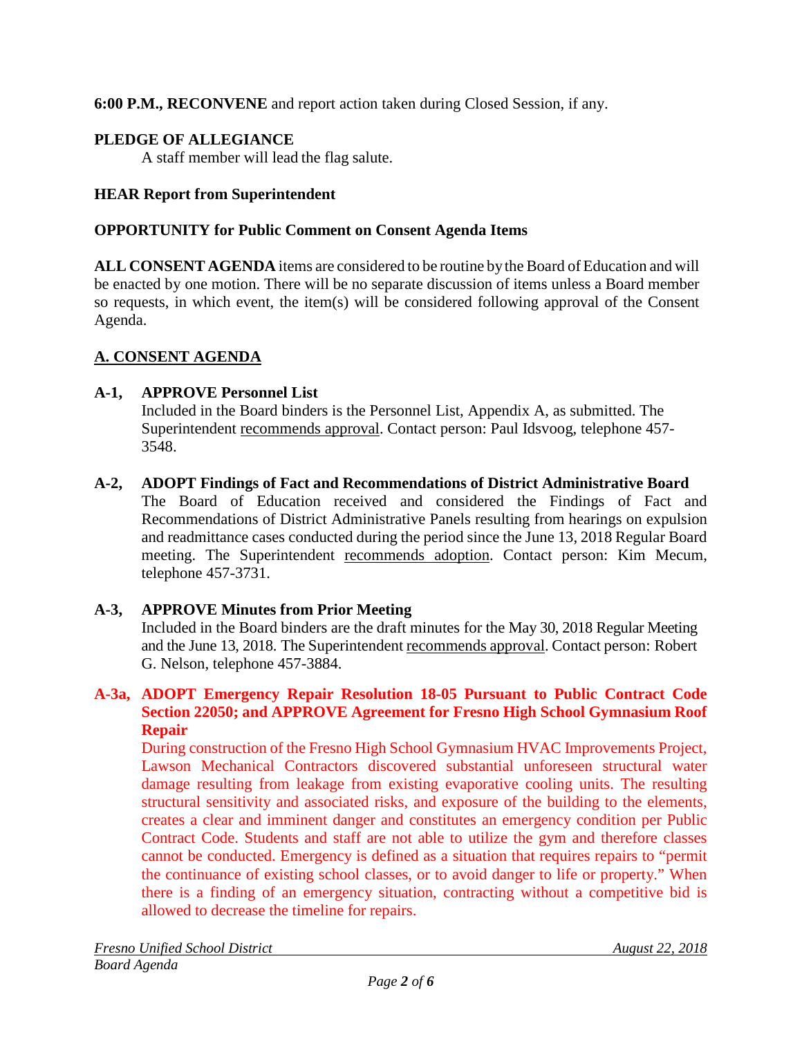**6:00 P.M., RECONVENE** and report action taken during Closed Session, if any.

**PLEDGE OF ALLEGIANCE**

A staff member will lead the flag salute.

**HEAR Report from Superintendent**

**OPPORTUNITY for Public Comment on Consent Agenda Items**

**ALL CONSENT AGENDA** items are considered to be routine by the Board of Education and will be enacted by one motion. There will be no separate discussion of items unless a Board member so requests, in which event, the item(s) will be considered following approval of the Consent Agenda.

## A. CONSENT AGENDA

**A-1, APPROVE Personnel List**

Included in the Board binders is the Personnel List, Appendix A, as submitted. The Superintendent recommends approval. Contact person: Paul Idsvoog, telephone 457-3548.

**A-2, ADOPT Findings of Fact and Recommendations of District Administrative Board**

The Board of Education received and considered the Findings of Fact and Recommendations of District Administrative Panels resulting from hearings on expulsion and readmittance cases conducted during the period since the June 13, 2018 Regular Board meeting. The Superintendent recommends adoption. Contact person: Kim Mecum, telephone 457-3731.

**A-3, APPROVE Minutes from Prior Meeting**

Included in the Board binders are the draft minutes for the May 30, 2018 Regular Meeting and the June 13, 2018. The Superintendent recommends approval. Contact person: Robert G. Nelson, telephone 457-3884.

**A-3a, ADOPT Emergency Repair Resolution 18-05 Pursuant to Public Contract Code Section 22050; and APPROVE Agreement for Fresno High School Gymnasium Roof Repair**

During construction of the Fresno High School Gymnasium HVAC Improvements Project, Lawson Mechanical Contractors discovered substantial unforeseen structural water damage resulting from leakage from existing evaporative cooling units. The resulting structural sensitivity and associated risks, and exposure of the building to the elements, creates a clear and imminent danger and constitutes an emergency condition per Public Contract Code. Students and staff are not able to utilize the gym and therefore classes cannot be conducted. Emergency is defined as a situation that requires repairs to "permit the continuance of existing school classes, or to avoid danger to life or property." When there is a finding of an emergency situation, contracting without a competitive bid is allowed to decrease the timeline for repairs.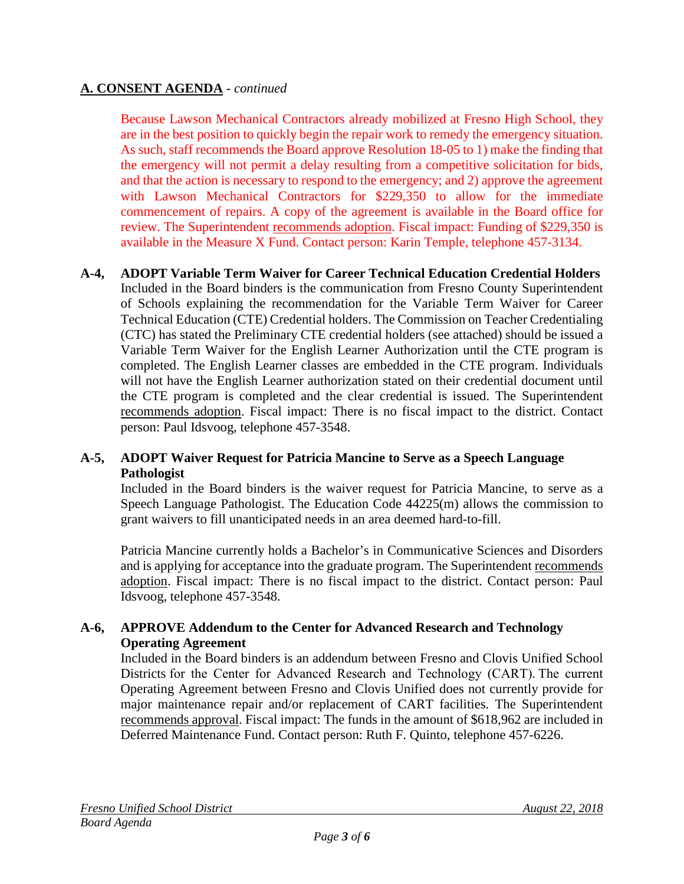## A. CONSENT AGENDA - *continued*

Because Lawson Mechanical Contractors already mobilized at Fresno High School, they are in the best position to quickly begin the repair work to remedy the emergency situation. As such, staff recommends the Board approve Resolution 18-05 to 1) make the finding that the emergency will not permit a delay resulting from a competitive solicitation for bids, and that the action is necessary to respond to the emergency; and 2) approve the agreement with Lawson Mechanical Contractors for $229,350 to allow for the immediate commencement of repairs. A copy of the agreement is available in the Board office for review. The Superintendent recommends adoption. Fiscal impact: Funding of $229,350 is available in the Measure X Fund. Contact person: Karin Temple, telephone 457-3134.

**A-4, ADOPT Variable Term Waiver for Career Technical Education Credential Holders**
Included in the Board binders is the communication from Fresno County Superintendent of Schools explaining the recommendation for the Variable Term Waiver for Career Technical Education (CTE) Credential holders. The Commission on Teacher Credentialing (CTC) has stated the Preliminary CTE credential holders (see attached) should be issued a Variable Term Waiver for the English Learner Authorization until the CTE program is completed. The English Learner classes are embedded in the CTE program. Individuals will not have the English Learner authorization stated on their credential document until the CTE program is completed and the clear credential is issued. The Superintendent recommends adoption. Fiscal impact: There is no fiscal impact to the district. Contact person: Paul Idsvoog, telephone 457-3548.

**A-5, ADOPT Waiver Request for Patricia Mancine to Serve as a Speech Language Pathologist**
Included in the Board binders is the waiver request for Patricia Mancine, to serve as a Speech Language Pathologist. The Education Code 44225(m) allows the commission to grant waivers to fill unanticipated needs in an area deemed hard-to-fill.

Patricia Mancine currently holds a Bachelor's in Communicative Sciences and Disorders and is applying for acceptance into the graduate program. The Superintendent recommends adoption. Fiscal impact: There is no fiscal impact to the district. Contact person: Paul Idsvoog, telephone 457-3548.

**A-6, APPROVE Addendum to the Center for Advanced Research and Technology Operating Agreement**
Included in the Board binders is an addendum between Fresno and Clovis Unified School Districts for the Center for Advanced Research and Technology (CART). The current Operating Agreement between Fresno and Clovis Unified does not currently provide for major maintenance repair and/or replacement of CART facilities. The Superintendent recommends approval. Fiscal impact: The funds in the amount of $618,962 are included in Deferred Maintenance Fund. Contact person: Ruth F. Quinto, telephone 457-6226.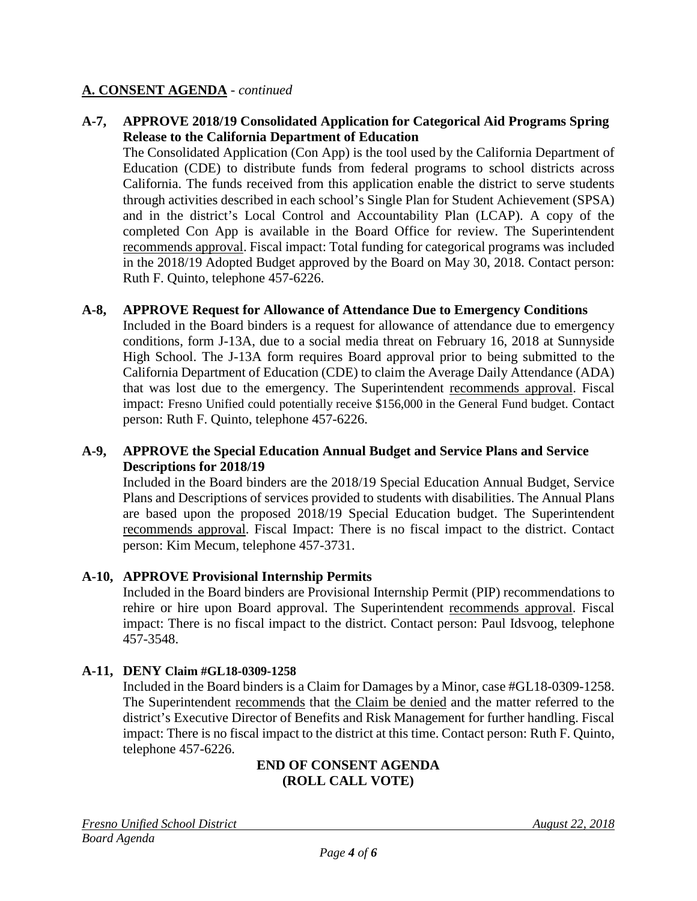## A. CONSENT AGENDA - *continued*

**A-7, APPROVE 2018/19 Consolidated Application for Categorical Aid Programs Spring Release to the California Department of Education**

The Consolidated Application (Con App) is the tool used by the California Department of Education (CDE) to distribute funds from federal programs to school districts across California. The funds received from this application enable the district to serve students through activities described in each school's Single Plan for Student Achievement (SPSA) and in the district's Local Control and Accountability Plan (LCAP). A copy of the completed Con App is available in the Board Office for review. The Superintendent recommends approval. Fiscal impact: Total funding for categorical programs was included in the 2018/19 Adopted Budget approved by the Board on May 30, 2018. Contact person: Ruth F. Quinto, telephone 457-6226.

**A-8, APPROVE Request for Allowance of Attendance Due to Emergency Conditions**

Included in the Board binders is a request for allowance of attendance due to emergency conditions, form J-13A, due to a social media threat on February 16, 2018 at Sunnyside High School. The J-13A form requires Board approval prior to being submitted to the California Department of Education (CDE) to claim the Average Daily Attendance (ADA) that was lost due to the emergency. The Superintendent recommends approval. Fiscal impact: Fresno Unified could potentially receive $156,000 in the General Fund budget. Contact person: Ruth F. Quinto, telephone 457-6226.

**A-9, APPROVE the Special Education Annual Budget and Service Plans and Service Descriptions for 2018/19**

Included in the Board binders are the 2018/19 Special Education Annual Budget, Service Plans and Descriptions of services provided to students with disabilities. The Annual Plans are based upon the proposed 2018/19 Special Education budget. The Superintendent recommends approval. Fiscal Impact: There is no fiscal impact to the district. Contact person: Kim Mecum, telephone 457-3731.

**A-10, APPROVE Provisional Internship Permits**

Included in the Board binders are Provisional Internship Permit (PIP) recommendations to rehire or hire upon Board approval. The Superintendent recommends approval. Fiscal impact: There is no fiscal impact to the district. Contact person: Paul Idsvoog, telephone 457-3548.

**A-11, DENY Claim #GL18-0309-1258**

Included in the Board binders is a Claim for Damages by a Minor, case #GL18-0309-1258. The Superintendent recommends that the Claim be denied and the matter referred to the district's Executive Director of Benefits and Risk Management for further handling. Fiscal impact: There is no fiscal impact to the district at this time. Contact person: Ruth F. Quinto, telephone 457-6226.

**END OF CONSENT AGENDA**
**(ROLL CALL VOTE)**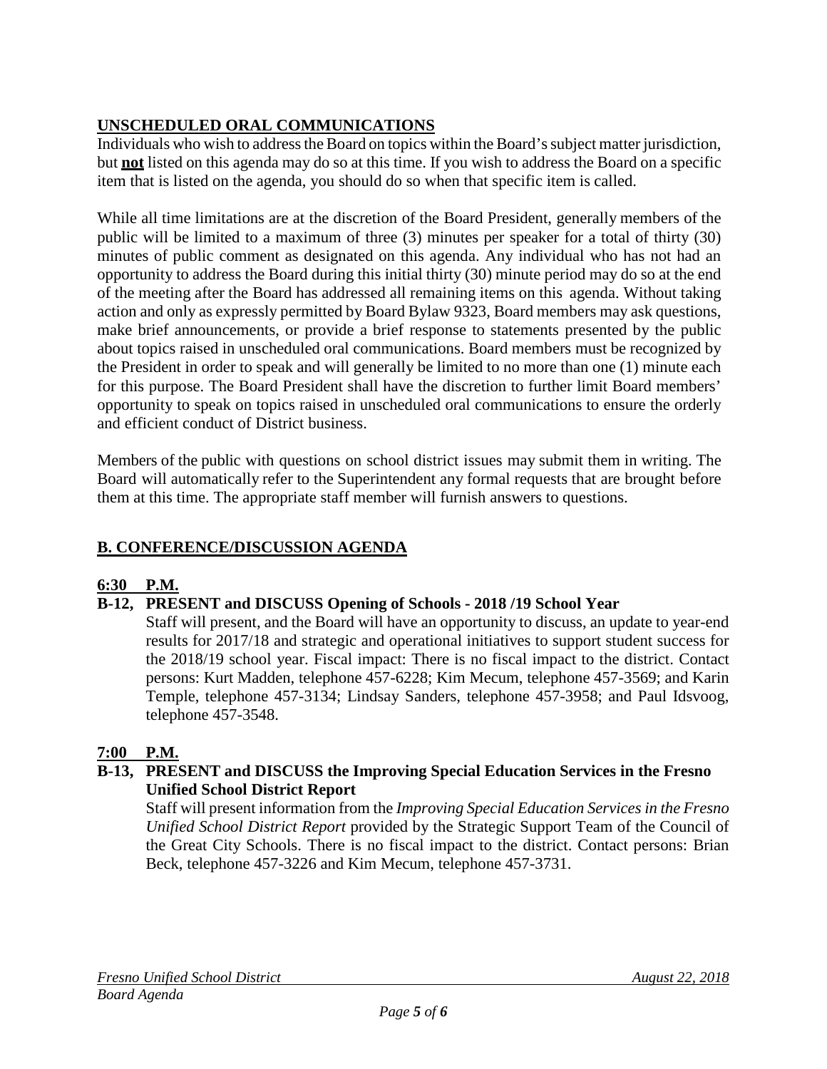## UNSCHEDULED ORAL COMMUNICATIONS

Individuals who wish to address the Board on topics within the Board's subject matter jurisdiction, but **not** listed on this agenda may do so at this time. If you wish to address the Board on a specific item that is listed on the agenda, you should do so when that specific item is called.

While all time limitations are at the discretion of the Board President, generally members of the public will be limited to a maximum of three (3) minutes per speaker for a total of thirty (30) minutes of public comment as designated on this agenda. Any individual who has not had an opportunity to address the Board during this initial thirty (30) minute period may do so at the end of the meeting after the Board has addressed all remaining items on this agenda. Without taking action and only as expressly permitted by Board Bylaw 9323, Board members may ask questions, make brief announcements, or provide a brief response to statements presented by the public about topics raised in unscheduled oral communications. Board members must be recognized by the President in order to speak and will generally be limited to no more than one (1) minute each for this purpose. The Board President shall have the discretion to further limit Board members' opportunity to speak on topics raised in unscheduled oral communications to ensure the orderly and efficient conduct of District business.

Members of the public with questions on school district issues may submit them in writing. The Board will automatically refer to the Superintendent any formal requests that are brought before them at this time. The appropriate staff member will furnish answers to questions.

## B. CONFERENCE/DISCUSSION AGENDA

**6:30 P.M.**

**B-12, PRESENT and DISCUSS Opening of Schools - 2018 /19 School Year**

Staff will present, and the Board will have an opportunity to discuss, an update to year-end results for 2017/18 and strategic and operational initiatives to support student success for the 2018/19 school year. Fiscal impact: There is no fiscal impact to the district. Contact persons: Kurt Madden, telephone 457-6228; Kim Mecum, telephone 457-3569; and Karin Temple, telephone 457-3134; Lindsay Sanders, telephone 457-3958; and Paul Idsvoog, telephone 457-3548.

**7:00 P.M.**

**B-13, PRESENT and DISCUSS the Improving Special Education Services in the Fresno Unified School District Report**

Staff will present information from the *Improving Special Education Services in the Fresno Unified School District Report* provided by the Strategic Support Team of the Council of the Great City Schools. There is no fiscal impact to the district. Contact persons: Brian Beck, telephone 457-3226 and Kim Mecum, telephone 457-3731.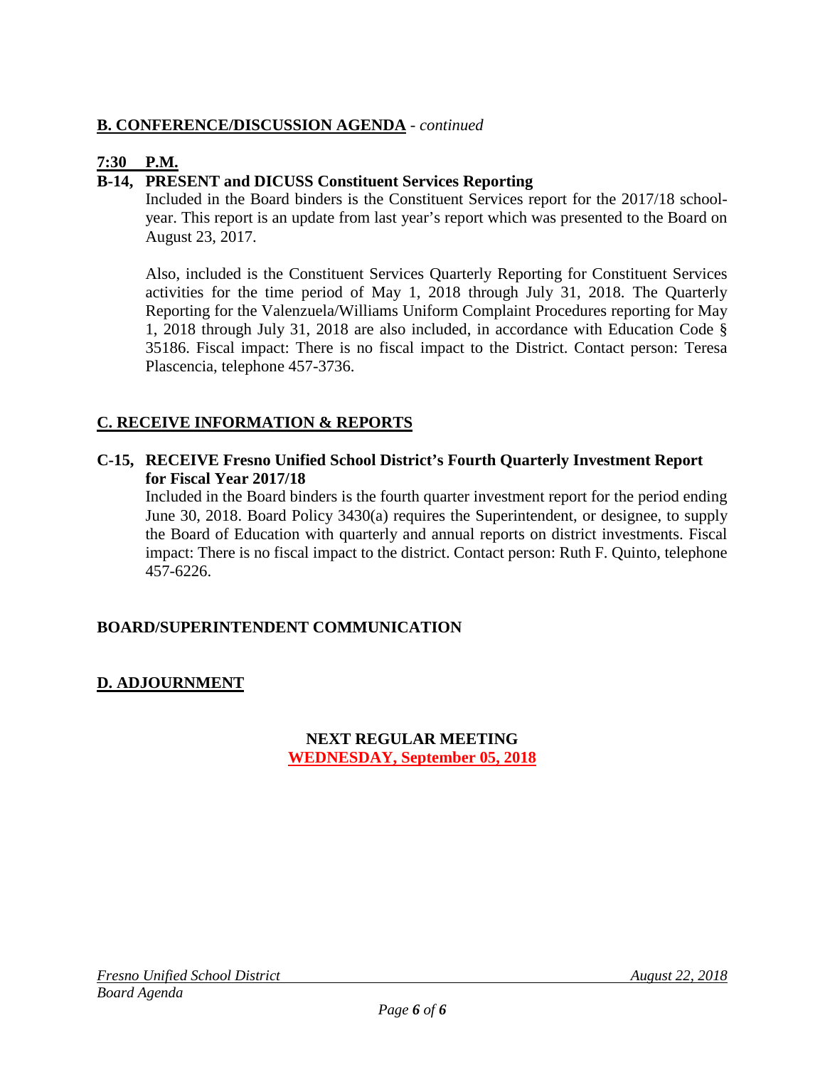## B. CONFERENCE/DISCUSSION AGENDA - *continued*

**7:30 P.M.**

**B-14, PRESENT and DICUSS Constituent Services Reporting**

Included in the Board binders is the Constituent Services report for the 2017/18 school-year. This report is an update from last year's report which was presented to the Board on August 23, 2017.

Also, included is the Constituent Services Quarterly Reporting for Constituent Services activities for the time period of May 1, 2018 through July 31, 2018. The Quarterly Reporting for the Valenzuela/Williams Uniform Complaint Procedures reporting for May 1, 2018 through July 31, 2018 are also included, in accordance with Education Code § 35186. Fiscal impact: There is no fiscal impact to the District. Contact person: Teresa Plascencia, telephone 457-3736.

## C. RECEIVE INFORMATION & REPORTS

**C-15, RECEIVE Fresno Unified School District's Fourth Quarterly Investment Report for Fiscal Year 2017/18**

Included in the Board binders is the fourth quarter investment report for the period ending June 30, 2018. Board Policy 3430(a) requires the Superintendent, or designee, to supply the Board of Education with quarterly and annual reports on district investments. Fiscal impact: There is no fiscal impact to the district. Contact person: Ruth F. Quinto, telephone 457-6226.

## BOARD/SUPERINTENDENT COMMUNICATION

## D. ADJOURNMENT

**NEXT REGULAR MEETING**

**WEDNESDAY, September 05, 2018**